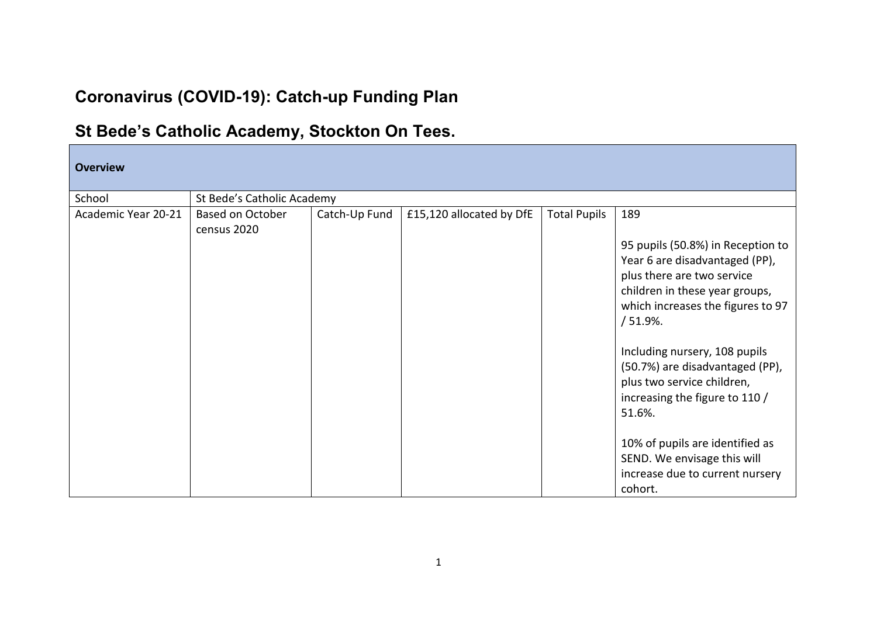## Coronavirus (COVID-19): Catch-up Funding Plan

## St Bede's Catholic Academy, Stockton On Tees.

| **Overview** | | | | | |
|---|---|---|---|---|---|
| School | St Bede's Catholic Academy | | | | |
| Academic Year 20-21 | Based on October census 2020 | Catch-Up Fund | £15,120 allocated by DfE | Total Pupils | 189<br><br>95 pupils (50.8%) in Reception to Year 6 are disadvantaged (PP), plus there are two service children in these year groups, which increases the figures to 97 / 51.9%.<br><br>Including nursery, 108 pupils (50.7%) are disadvantaged (PP), plus two service children, increasing the figure to 110 / 51.6%.<br><br>10% of pupils are identified as SEND. We envisage this will increase due to current nursery cohort. |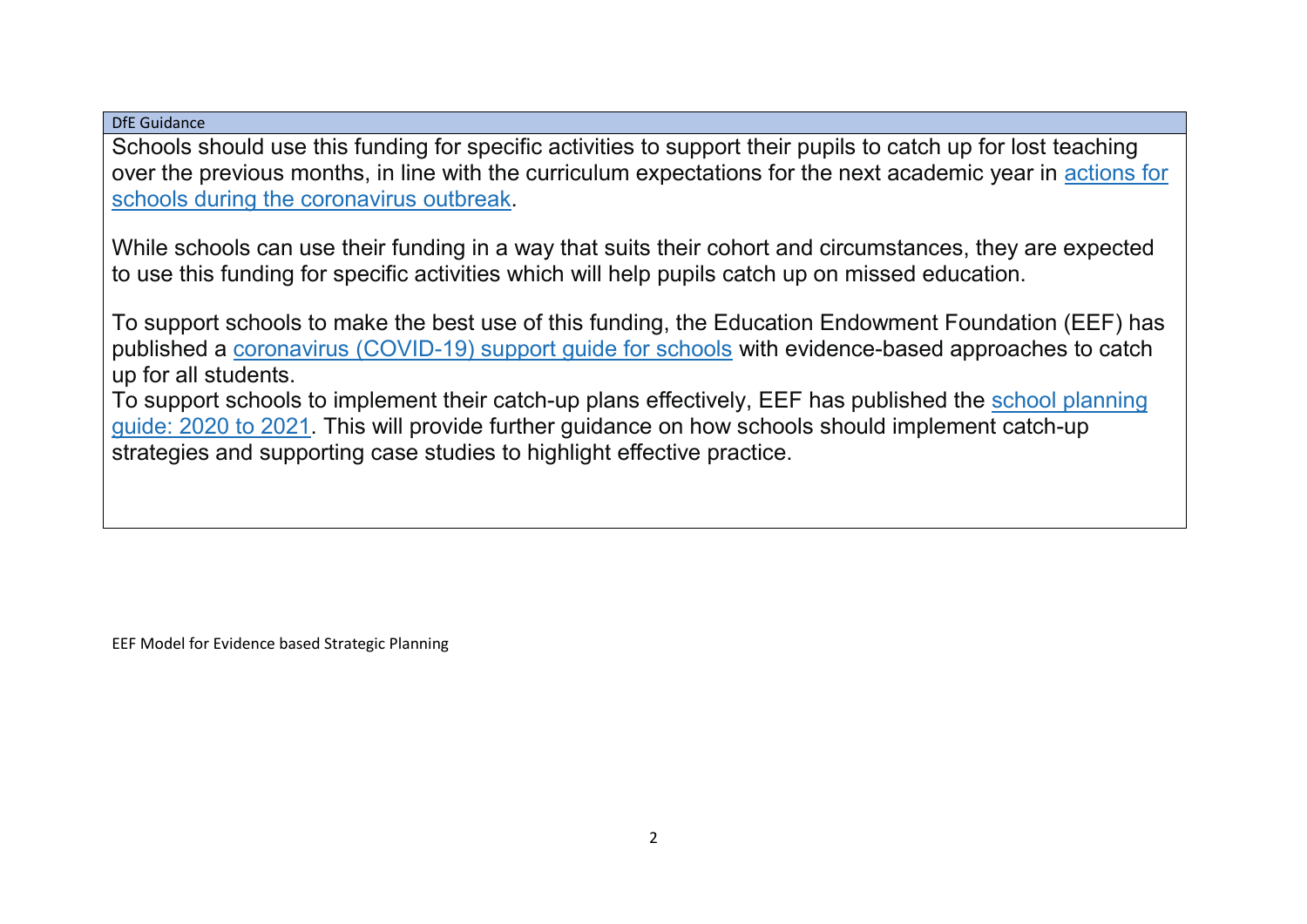| DfE Guidance |
| --- |
| Schools should use this funding for specific activities to support their pupils to catch up for lost teaching over the previous months, in line with the curriculum expectations for the next academic year in [actions for schools during the coronavirus outbreak](). <br><br> While schools can use their funding in a way that suits their cohort and circumstances, they are expected to use this funding for specific activities which will help pupils catch up on missed education. <br><br> To support schools to make the best use of this funding, the Education Endowment Foundation (EEF) has published a [coronavirus (COVID-19) support guide for schools]() with evidence-based approaches to catch up for all students. <br> To support schools to implement their catch-up plans effectively, EEF has published the [school planning guide: 2020 to 2021](). This will provide further guidance on how schools should implement catch-up strategies and supporting case studies to highlight effective practice. |

EEF Model for Evidence based Strategic Planning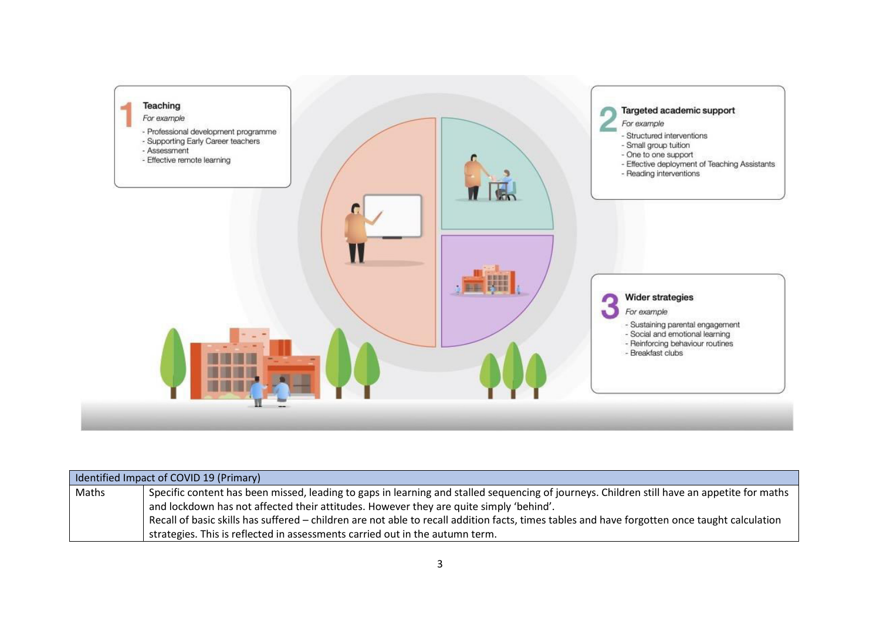**1 Teaching**

*For example*

- Professional development programme
- Supporting Early Career teachers
- Assessment
- Effective remote learning

**2 Targeted academic support**

*For example*

- Structured interventions
- Small group tuition
- One to one support
- Effective deployment of Teaching Assistants
- Reading interventions

**3 Wider strategies**

*For example*

- Sustaining parental engagement
- Social and emotional learning
- Reinforcing behaviour routines
- Breakfast clubs

| Identified Impact of COVID 19 (Primary) | |
|---|---|
| Maths | Specific content has been missed, leading to gaps in learning and stalled sequencing of journeys. Children still have an appetite for maths and lockdown has not affected their attitudes. However they are quite simply 'behind'.<br>Recall of basic skills has suffered – children are not able to recall addition facts, times tables and have forgotten once taught calculation strategies. This is reflected in assessments carried out in the autumn term. |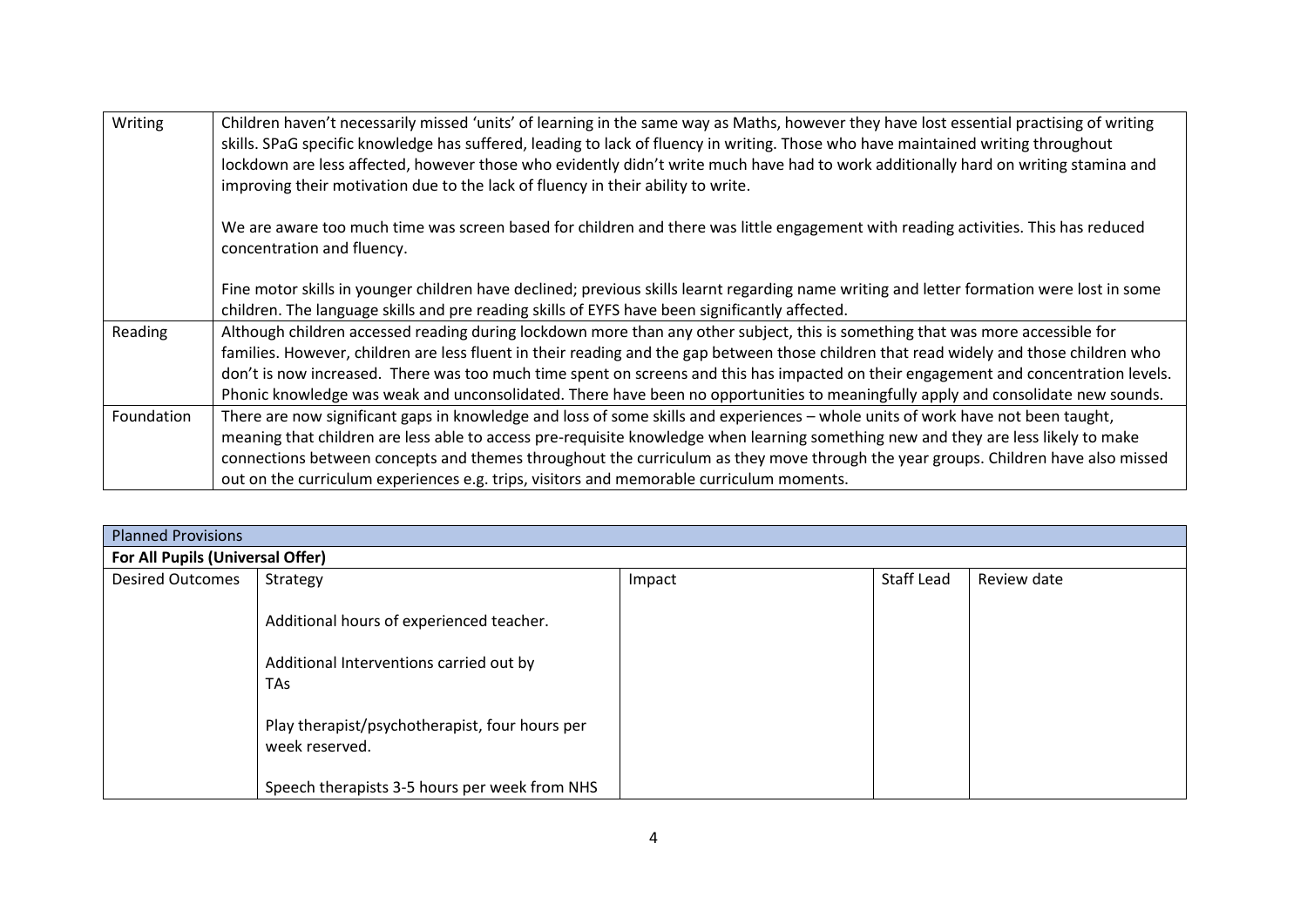| | |
|---|---|
| Writing | Children haven't necessarily missed 'units' of learning in the same way as Maths, however they have lost essential practising of writing skills. SPaG specific knowledge has suffered, leading to lack of fluency in writing. Those who have maintained writing throughout lockdown are less affected, however those who evidently didn't write much have had to work additionally hard on writing stamina and improving their motivation due to the lack of fluency in their ability to write.<br><br>We are aware too much time was screen based for children and there was little engagement with reading activities. This has reduced concentration and fluency.<br><br>Fine motor skills in younger children have declined; previous skills learnt regarding name writing and letter formation were lost in some children. The language skills and pre reading skills of EYFS have been significantly affected. |
| Reading | Although children accessed reading during lockdown more than any other subject, this is something that was more accessible for families. However, children are less fluent in their reading and the gap between those children that read widely and those children who don't is now increased. There was too much time spent on screens and this has impacted on their engagement and concentration levels. Phonic knowledge was weak and unconsolidated. There have been no opportunities to meaningfully apply and consolidate new sounds. |
| Foundation | There are now significant gaps in knowledge and loss of some skills and experiences – whole units of work have not been taught, meaning that children are less able to access pre-requisite knowledge when learning something new and they are less likely to make connections between concepts and themes throughout the curriculum as they move through the year groups. Children have also missed out on the curriculum experiences e.g. trips, visitors and memorable curriculum moments. |

| Planned Provisions | | | | |
|---|---|---|---|---|
| **For All Pupils (Universal Offer)** | | | | |
| Desired Outcomes | Strategy | Impact | Staff Lead | Review date |
| | Additional hours of experienced teacher.<br><br>Additional Interventions carried out by TAs<br><br>Play therapist/psychotherapist, four hours per week reserved.<br><br>Speech therapists 3-5 hours per week from NHS | | | |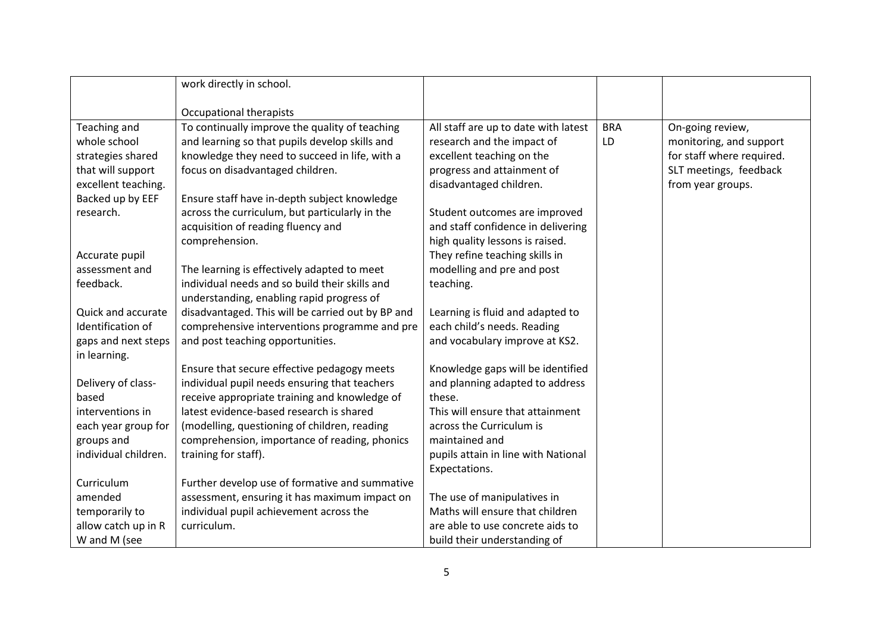|  |  |  |  |  |
|---|---|---|---|---|
|  | work directly in school.<br><br>Occupational therapists |  |  |  |
| Teaching and whole school strategies shared that will support excellent teaching. Backed up by EEF research.<br><br>Accurate pupil assessment and feedback.<br><br>Quick and accurate Identification of gaps and next steps in learning.<br><br>Delivery of class-based interventions in each year group for groups and individual children.<br><br>Curriculum amended temporarily to allow catch up in R W and M (see | To continually improve the quality of teaching and learning so that pupils develop skills and knowledge they need to succeed in life, with a focus on disadvantaged children.<br><br>Ensure staff have in-depth subject knowledge across the curriculum, but particularly in the acquisition of reading fluency and comprehension.<br><br>The learning is effectively adapted to meet individual needs and so build their skills and understanding, enabling rapid progress of disadvantaged. This will be carried out by BP and comprehensive interventions programme and pre and post teaching opportunities.<br><br>Ensure that secure effective pedagogy meets individual pupil needs ensuring that teachers receive appropriate training and knowledge of latest evidence-based research is shared (modelling, questioning of children, reading comprehension, importance of reading, phonics training for staff).<br><br>Further develop use of formative and summative assessment, ensuring it has maximum impact on individual pupil achievement across the curriculum. | All staff are up to date with latest research and the impact of excellent teaching on the progress and attainment of disadvantaged children.<br><br>Student outcomes are improved and staff confidence in delivering high quality lessons is raised. They refine teaching skills in modelling and pre and post teaching.<br><br>Learning is fluid and adapted to each child's needs. Reading and vocabulary improve at KS2.<br><br>Knowledge gaps will be identified and planning adapted to address these.<br>This will ensure that attainment across the Curriculum is maintained and pupils attain in line with National Expectations.<br><br>The use of manipulatives in Maths will ensure that children are able to use concrete aids to build their understanding of | BRA<br>LD | On-going review, monitoring, and support for staff where required. SLT meetings, feedback from year groups. |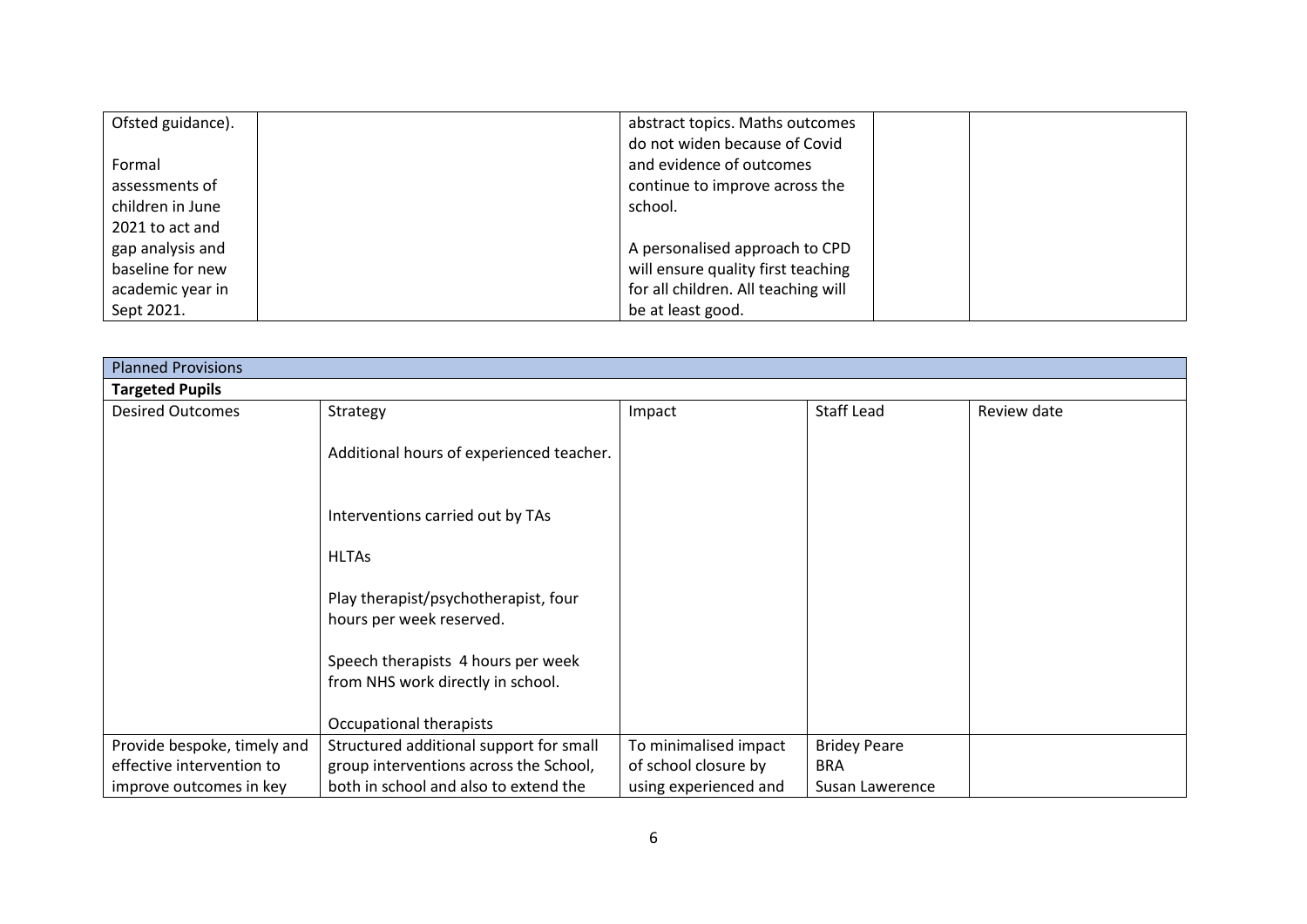| | | | | |
|---|---|---|---|---|
| Ofsted guidance).<br><br>Formal assessments of children in June 2021 to act and gap analysis and baseline for new academic year in Sept 2021. | | abstract topics. Maths outcomes do not widen because of Covid and evidence of outcomes continue to improve across the school.<br><br>A personalised approach to CPD will ensure quality first teaching for all children. All teaching will be at least good. | | |

| Planned Provisions | | | | |
|---|---|---|---|---|
| **Targeted Pupils** | | | | |
| Desired Outcomes | Strategy | Impact | Staff Lead | Review date |
| | Additional hours of experienced teacher.<br><br>Interventions carried out by TAs<br><br>HLTAs<br><br>Play therapist/psychotherapist, four hours per week reserved.<br><br>Speech therapists 4 hours per week from NHS work directly in school.<br><br>Occupational therapists | | | |
| Provide bespoke, timely and effective intervention to improve outcomes in key | Structured additional support for small group interventions across the School, both in school and also to extend the | To minimalised impact of school closure by using experienced and | Bridey Peare<br>BRA<br>Susan Lawerence | |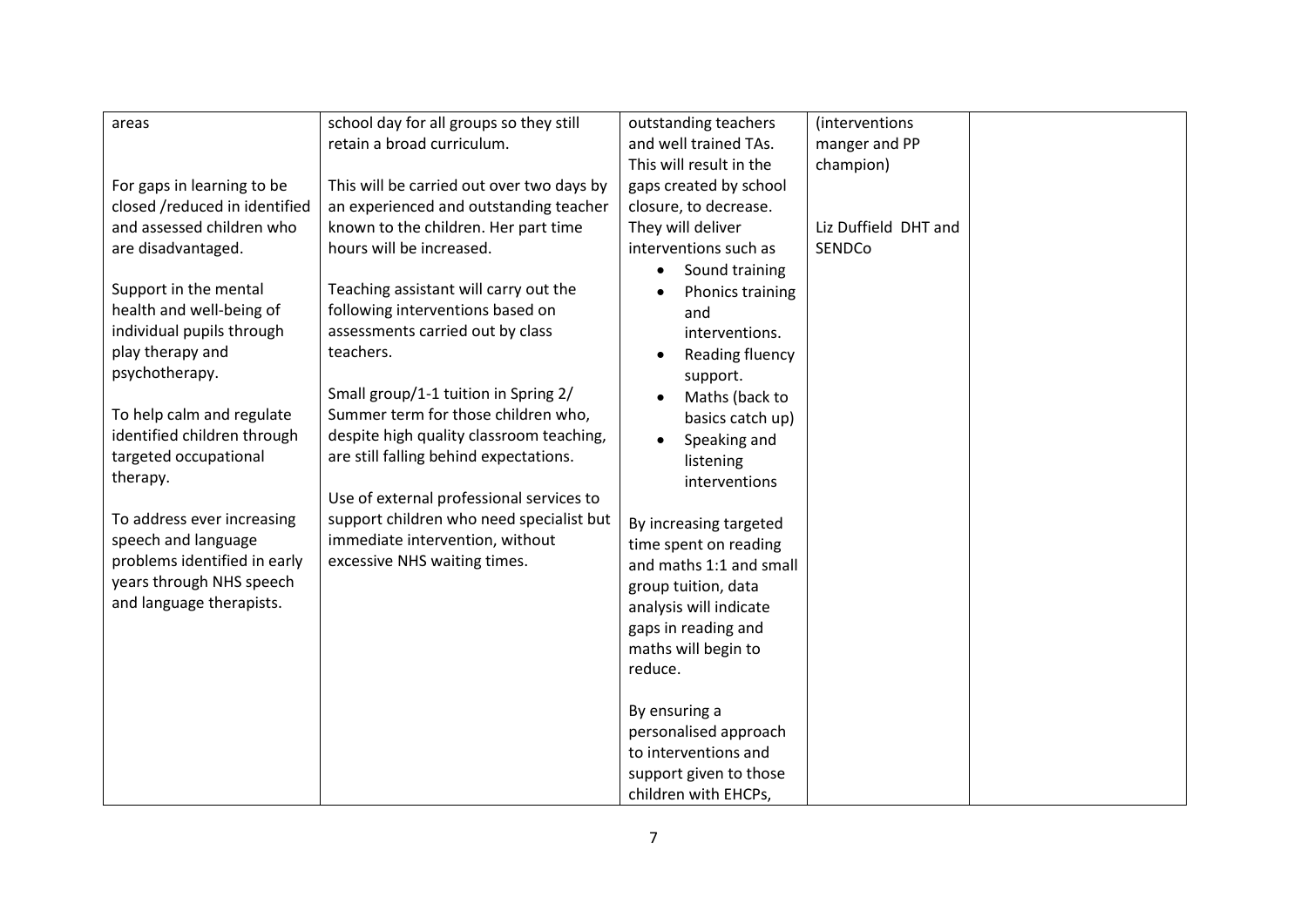| | | | | |
|---|---|---|---|---|
| areas<br><br>For gaps in learning to be closed /reduced in identified and assessed children who are disadvantaged.<br><br>Support in the mental health and well-being of individual pupils through play therapy and psychotherapy.<br><br>To help calm and regulate identified children through targeted occupational therapy.<br><br>To address ever increasing speech and language problems identified in early years through NHS speech and language therapists. | school day for all groups so they still retain a broad curriculum.<br><br>This will be carried out over two days by an experienced and outstanding teacher known to the children. Her part time hours will be increased.<br><br>Teaching assistant will carry out the following interventions based on assessments carried out by class teachers.<br><br>Small group/1-1 tuition in Spring 2/ Summer term for those children who, despite high quality classroom teaching, are still falling behind expectations.<br><br>Use of external professional services to support children who need specialist but immediate intervention, without excessive NHS waiting times. | outstanding teachers and well trained TAs. This will result in the gaps created by school closure, to decrease. They will deliver interventions such as<br>• Sound training<br>• Phonics training and interventions.<br>• Reading fluency support.<br>• Maths (back to basics catch up)<br>• Speaking and listening interventions<br><br>By increasing targeted time spent on reading and maths 1:1 and small group tuition, data analysis will indicate gaps in reading and maths will begin to reduce.<br><br>By ensuring a personalised approach to interventions and support given to those children with EHCPs, | (interventions manger and PP champion)<br><br>Liz Duffield DHT and SENDCo | |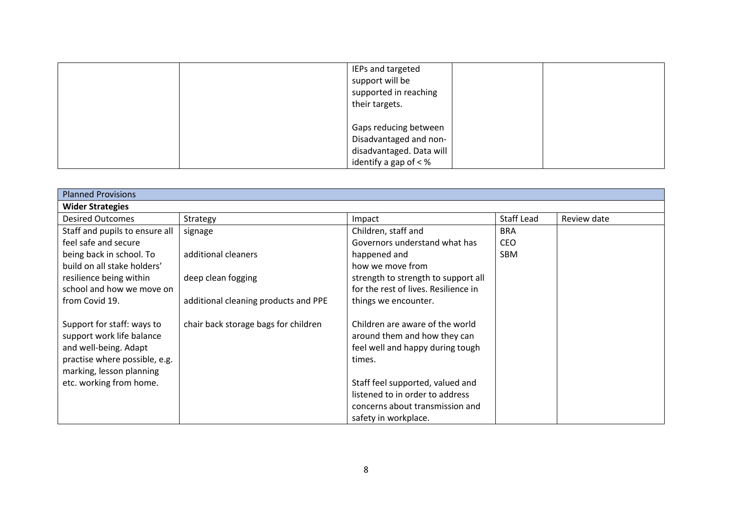| | | | | |
|---|---|---|---|---|
| | | IEPs and targeted support will be supported in reaching their targets.<br><br>Gaps reducing between Disadvantaged and non-disadvantaged. Data will identify a gap of < % | | |

| Planned Provisions | | | | |
|---|---|---|---|---|
| **Wider Strategies** | | | | |
| Desired Outcomes | Strategy | Impact | Staff Lead | Review date |
| Staff and pupils to ensure all feel safe and secure being back in school. To build on all stake holders' resilience being within school and how we move on from Covid 19.<br><br>Support for staff: ways to support work life balance and well-being. Adapt practise where possible, e.g. marking, lesson planning etc. working from home. | signage<br><br>additional cleaners<br><br>deep clean fogging<br><br>additional cleaning products and PPE<br><br>chair back storage bags for children | Children, staff and Governors understand what has happened and how we move from strength to strength to support all for the rest of lives. Resilience in things we encounter.<br><br>Children are aware of the world around them and how they can feel well and happy during tough times.<br><br>Staff feel supported, valued and listened to in order to address concerns about transmission and safety in workplace. | BRA<br>CEO<br>SBM | |